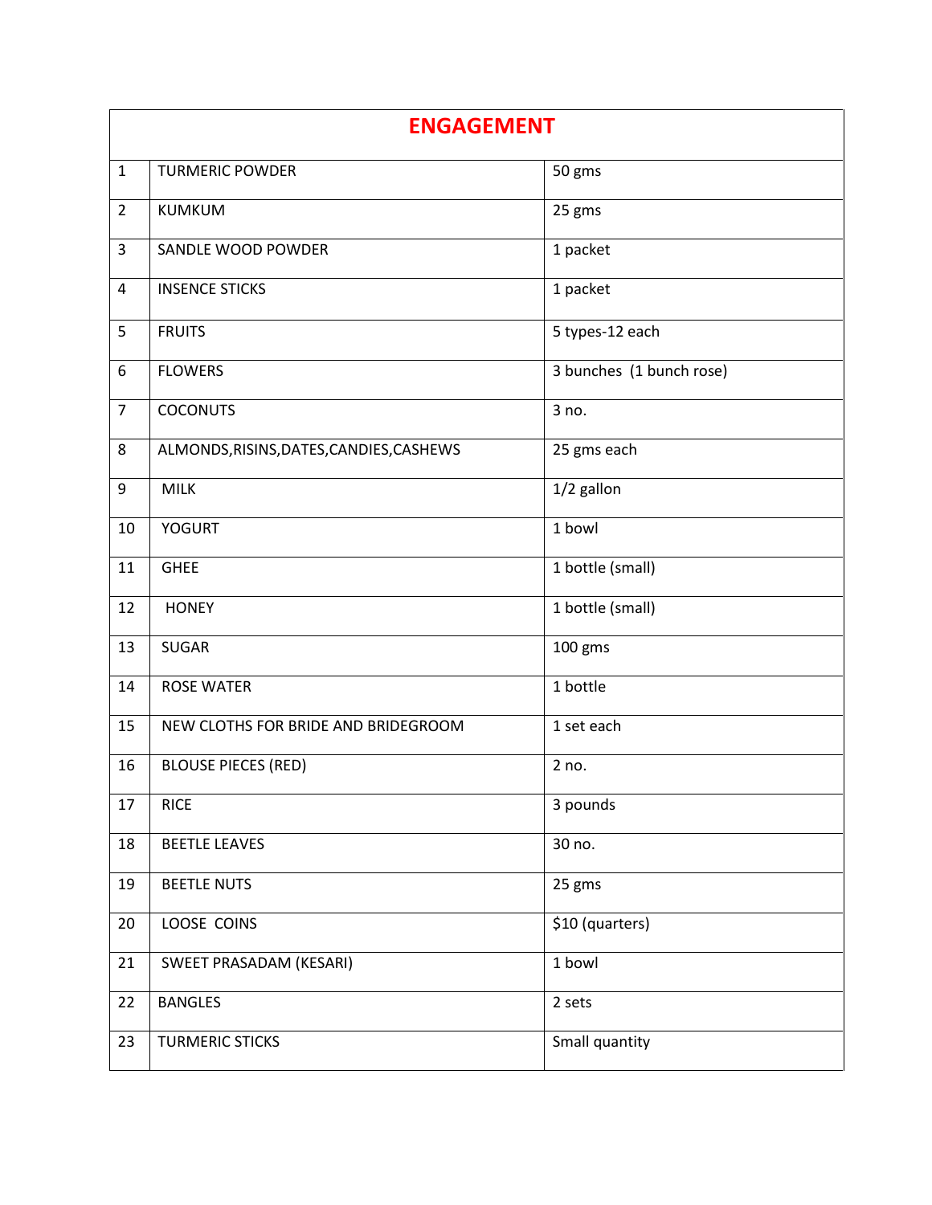# ENGAGEMENT

| | | |
|---|---|---|
| 1 | TURMERIC POWDER | 50 gms |
| 2 | KUMKUM | 25 gms |
| 3 | SANDLE WOOD POWDER | 1 packet |
| 4 | INSENCE STICKS | 1 packet |
| 5 | FRUITS | 5 types-12 each |
| 6 | FLOWERS | 3 bunches (1 bunch rose) |
| 7 | COCONUTS | 3 no. |
| 8 | ALMONDS,RISINS,DATES,CANDIES,CASHEWS | 25 gms each |
| 9 | MILK | 1/2 gallon |
| 10 | YOGURT | 1 bowl |
| 11 | GHEE | 1 bottle (small) |
| 12 | HONEY | 1 bottle (small) |
| 13 | SUGAR | 100 gms |
| 14 | ROSE WATER | 1 bottle |
| 15 | NEW CLOTHS FOR BRIDE AND BRIDEGROOM | 1 set each |
| 16 | BLOUSE PIECES (RED) | 2 no. |
| 17 | RICE | 3 pounds |
| 18 | BEETLE LEAVES | 30 no. |
| 19 | BEETLE NUTS | 25 gms |
| 20 | LOOSE COINS | $10 (quarters) |
| 21 | SWEET PRASADAM (KESARI) | 1 bowl |
| 22 | BANGLES | 2 sets |
| 23 | TURMERIC STICKS | Small quantity |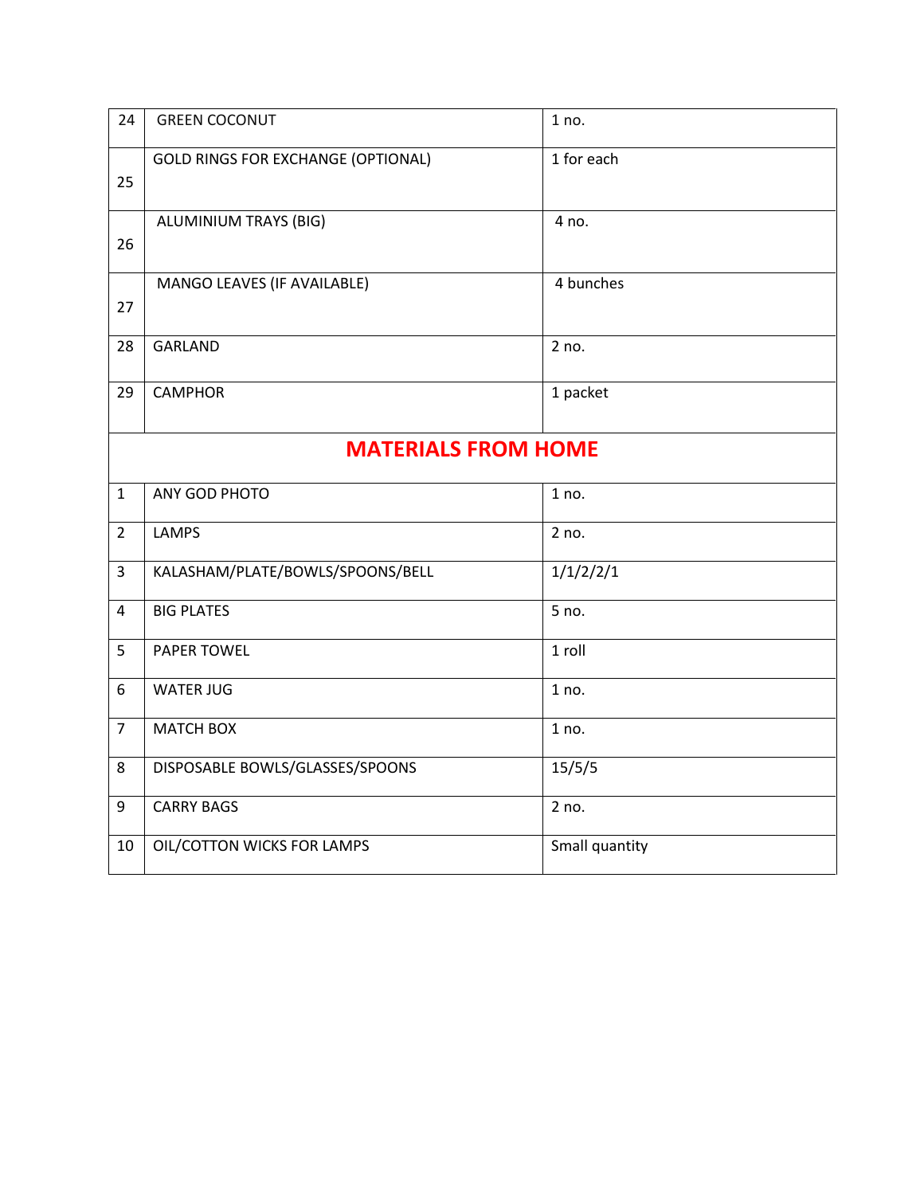| | | |
|---|---|---|
| 24 | GREEN COCONUT | 1 no. |
| 25 | GOLD RINGS FOR EXCHANGE (OPTIONAL) | 1 for each |
| 26 | ALUMINIUM TRAYS (BIG) | 4 no. |
| 27 | MANGO LEAVES (IF AVAILABLE) | 4 bunches |
| 28 | GARLAND | 2 no. |
| 29 | CAMPHOR | 1 packet |

## MATERIALS FROM HOME

| | | |
|---|---|---|
| 1 | ANY GOD PHOTO | 1 no. |
| 2 | LAMPS | 2 no. |
| 3 | KALASHAM/PLATE/BOWLS/SPOONS/BELL | 1/1/2/2/1 |
| 4 | BIG PLATES | 5 no. |
| 5 | PAPER TOWEL | 1 roll |
| 6 | WATER JUG | 1 no. |
| 7 | MATCH BOX | 1 no. |
| 8 | DISPOSABLE BOWLS/GLASSES/SPOONS | 15/5/5 |
| 9 | CARRY BAGS | 2 no. |
| 10 | OIL/COTTON WICKS FOR LAMPS | Small quantity |